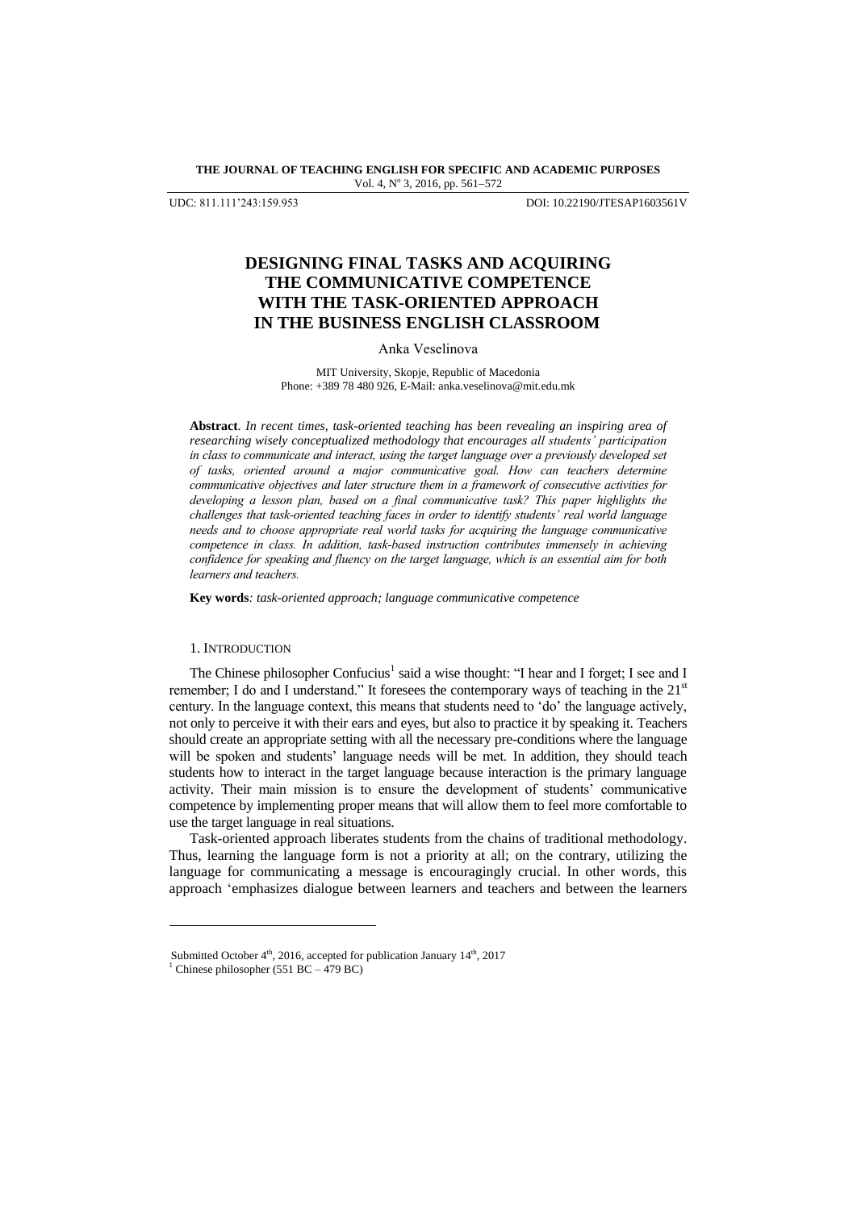UDC: 811.111'243:159.953 DOI: 10.22190/JTESAP1603561V

# DESIGNING FINAL TASKS AND ACQUIRING THE COMMUNICATIVE COMPETENCE WITH THE TASK-ORIENTED APPROACH IN THE BUSINESS ENGLISH CLASSROOM

Anka Veselinova

MIT University, Skopje, Republic of Macedonia
Phone: +389 78 480 926, E-Mail: anka.veselinova@mit.edu.mk

**Abstract**. *In recent times, task-oriented teaching has been revealing an inspiring area of researching wisely conceptualized methodology that encourages all students' participation in class to communicate and interact, using the target language over a previously developed set of tasks, oriented around a major communicative goal. How can teachers determine communicative objectives and later structure them in a framework of consecutive activities for developing a lesson plan, based on a final communicative task? This paper highlights the challenges that task-oriented teaching faces in order to identify students' real world language needs and to choose appropriate real world tasks for acquiring the language communicative competence in class. In addition, task-based instruction contributes immensely in achieving confidence for speaking and fluency on the target language, which is an essential aim for both learners and teachers.*

**Key words**: *task-oriented approach; language communicative competence*

## 1. INTRODUCTION

The Chinese philosopher Confucius[1] said a wise thought: "I hear and I forget; I see and I remember; I do and I understand." It foresees the contemporary ways of teaching in the 21st century. In the language context, this means that students need to 'do' the language actively, not only to perceive it with their ears and eyes, but also to practice it by speaking it. Teachers should create an appropriate setting with all the necessary pre-conditions where the language will be spoken and students' language needs will be met. In addition, they should teach students how to interact in the target language because interaction is the primary language activity. Their main mission is to ensure the development of students' communicative competence by implementing proper means that will allow them to feel more comfortable to use the target language in real situations.

Task-oriented approach liberates students from the chains of traditional methodology. Thus, learning the language form is not a priority at all; on the contrary, utilizing the language for communicating a message is encouragingly crucial. In other words, this approach 'emphasizes dialogue between learners and teachers and between the learners

Submitted October 4th, 2016, accepted for publication January 14th, 2017

[1] Chinese philosopher (551 BC – 479 BC)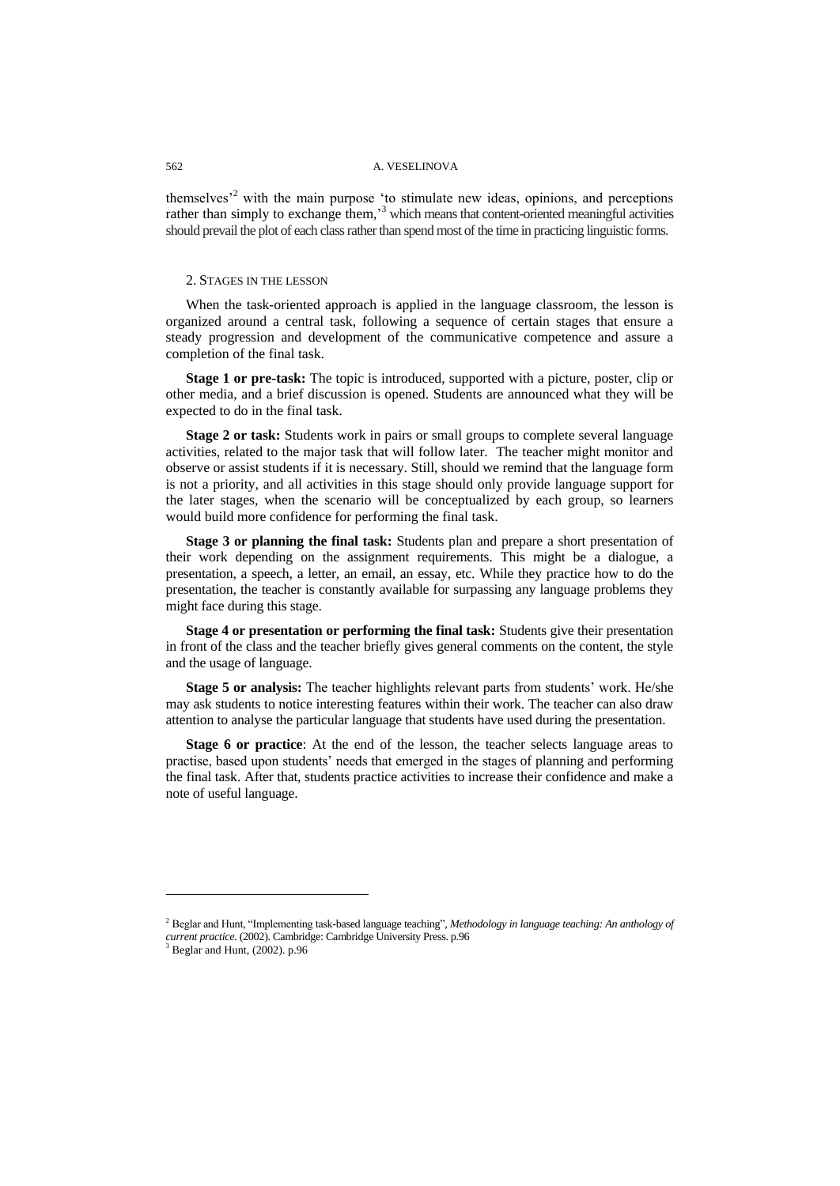themselves'[2] with the main purpose 'to stimulate new ideas, opinions, and perceptions rather than simply to exchange them,'[3] which means that content-oriented meaningful activities should prevail the plot of each class rather than spend most of the time in practicing linguistic forms.

## 2. Stages in the Lesson

When the task-oriented approach is applied in the language classroom, the lesson is organized around a central task, following a sequence of certain stages that ensure a steady progression and development of the communicative competence and assure a completion of the final task.

**Stage 1 or pre-task:** The topic is introduced, supported with a picture, poster, clip or other media, and a brief discussion is opened. Students are announced what they will be expected to do in the final task.

**Stage 2 or task:** Students work in pairs or small groups to complete several language activities, related to the major task that will follow later. The teacher might monitor and observe or assist students if it is necessary. Still, should we remind that the language form is not a priority, and all activities in this stage should only provide language support for the later stages, when the scenario will be conceptualized by each group, so learners would build more confidence for performing the final task.

**Stage 3 or planning the final task:** Students plan and prepare a short presentation of their work depending on the assignment requirements. This might be a dialogue, a presentation, a speech, a letter, an email, an essay, etc. While they practice how to do the presentation, the teacher is constantly available for surpassing any language problems they might face during this stage.

**Stage 4 or presentation or performing the final task:** Students give their presentation in front of the class and the teacher briefly gives general comments on the content, the style and the usage of language.

**Stage 5 or analysis:** The teacher highlights relevant parts from students' work. He/she may ask students to notice interesting features within their work. The teacher can also draw attention to analyse the particular language that students have used during the presentation.

**Stage 6 or practice**: At the end of the lesson, the teacher selects language areas to practise, based upon students' needs that emerged in the stages of planning and performing the final task. After that, students practice activities to increase their confidence and make a note of useful language.

---

[2] Beglar and Hunt, "Implementing task-based language teaching", *Methodology in language teaching: An anthology of current practice*. (2002). Cambridge: Cambridge University Press. p.96

[3] Beglar and Hunt, (2002). p.96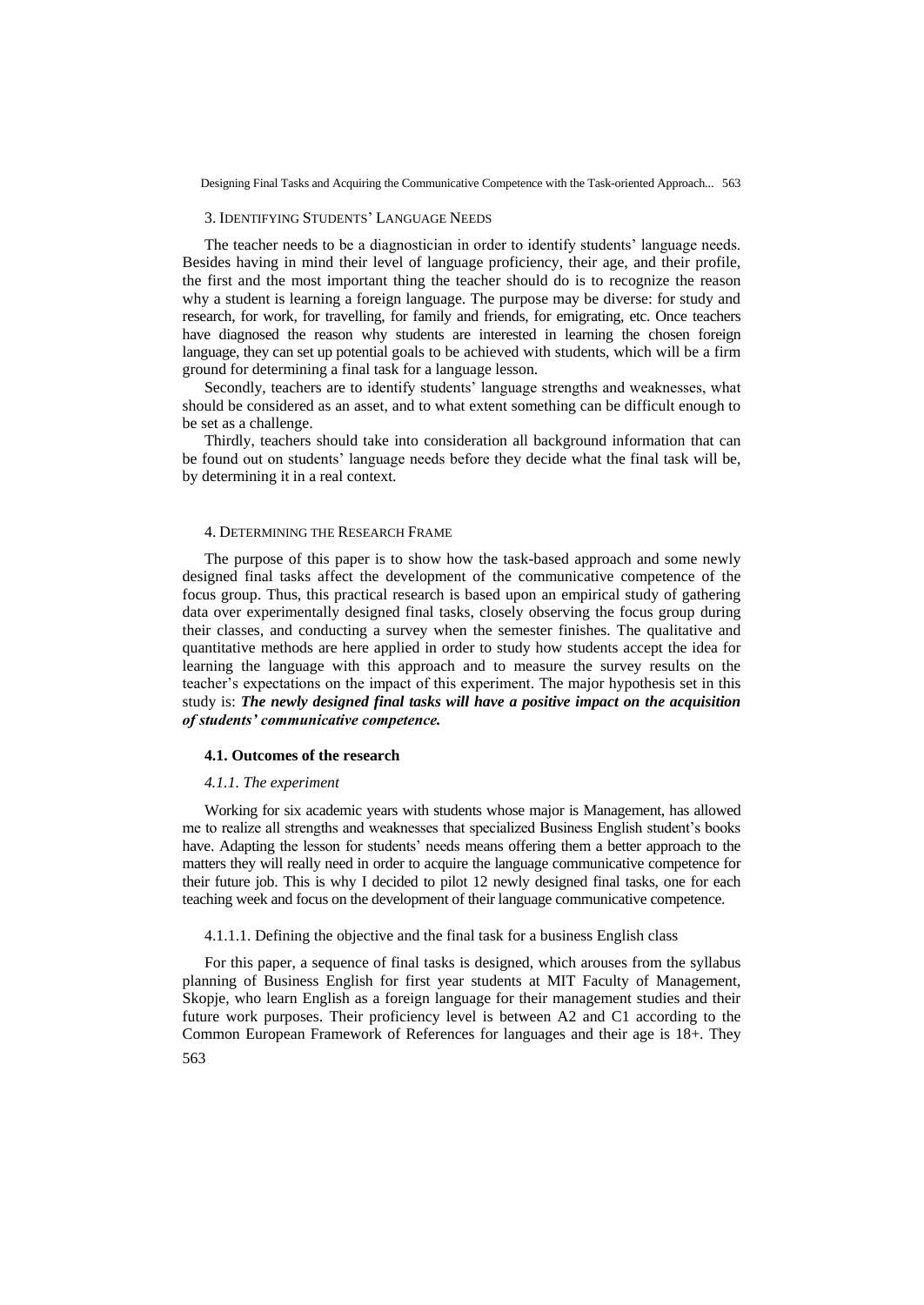## 3. Identifying Students' Language Needs

The teacher needs to be a diagnostician in order to identify students' language needs. Besides having in mind their level of language proficiency, their age, and their profile, the first and the most important thing the teacher should do is to recognize the reason why a student is learning a foreign language. The purpose may be diverse: for study and research, for work, for travelling, for family and friends, for emigrating, etc. Once teachers have diagnosed the reason why students are interested in learning the chosen foreign language, they can set up potential goals to be achieved with students, which will be a firm ground for determining a final task for a language lesson.

Secondly, teachers are to identify students' language strengths and weaknesses, what should be considered as an asset, and to what extent something can be difficult enough to be set as a challenge.

Thirdly, teachers should take into consideration all background information that can be found out on students' language needs before they decide what the final task will be, by determining it in a real context.

## 4. Determining the Research Frame

The purpose of this paper is to show how the task-based approach and some newly designed final tasks affect the development of the communicative competence of the focus group. Thus, this practical research is based upon an empirical study of gathering data over experimentally designed final tasks, closely observing the focus group during their classes, and conducting a survey when the semester finishes. The qualitative and quantitative methods are here applied in order to study how students accept the idea for learning the language with this approach and to measure the survey results on the teacher's expectations on the impact of this experiment. The major hypothesis set in this study is: ***The newly designed final tasks will have a positive impact on the acquisition of students' communicative competence.***

### 4.1. Outcomes of the research

#### *4.1.1. The experiment*

Working for six academic years with students whose major is Management, has allowed me to realize all strengths and weaknesses that specialized Business English student's books have. Adapting the lesson for students' needs means offering them a better approach to the matters they will really need in order to acquire the language communicative competence for their future job. This is why I decided to pilot 12 newly designed final tasks, one for each teaching week and focus on the development of their language communicative competence.

##### 4.1.1.1. Defining the objective and the final task for a business English class

For this paper, a sequence of final tasks is designed, which arouses from the syllabus planning of Business English for first year students at MIT Faculty of Management, Skopje, who learn English as a foreign language for their management studies and their future work purposes. Their proficiency level is between A2 and C1 according to the Common European Framework of References for languages and their age is 18+. They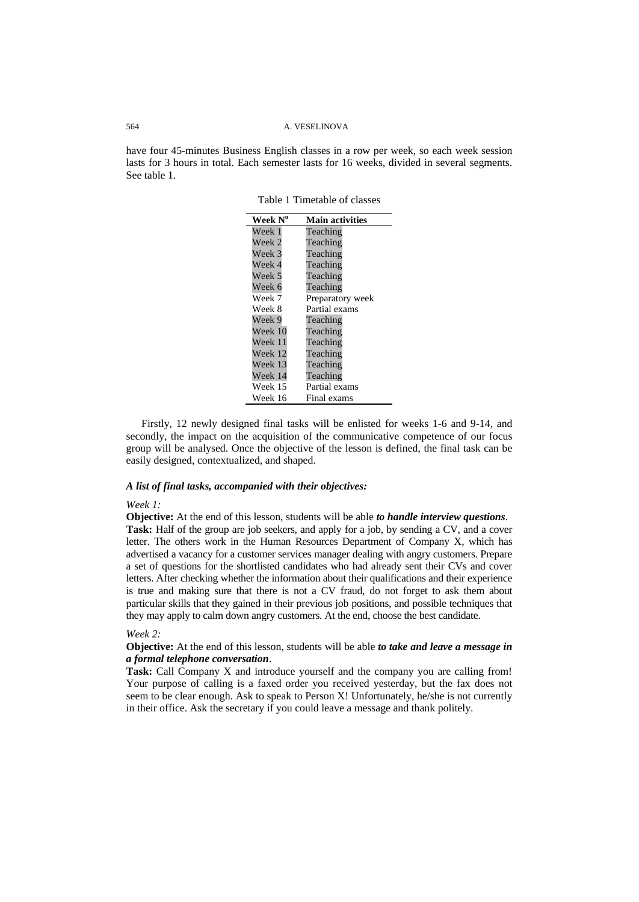have four 45-minutes Business English classes in a row per week, so each week session lasts for 3 hours in total. Each semester lasts for 16 weeks, divided in several segments. See table 1.

Table 1 Timetable of classes

| Week N° | Main activities |
|---|---|
| Week 1 | Teaching |
| Week 2 | Teaching |
| Week 3 | Teaching |
| Week 4 | Teaching |
| Week 5 | Teaching |
| Week 6 | Teaching |
| Week 7 | Preparatory week |
| Week 8 | Partial exams |
| Week 9 | Teaching |
| Week 10 | Teaching |
| Week 11 | Teaching |
| Week 12 | Teaching |
| Week 13 | Teaching |
| Week 14 | Teaching |
| Week 15 | Partial exams |
| Week 16 | Final exams |

Firstly, 12 newly designed final tasks will be enlisted for weeks 1-6 and 9-14, and secondly, the impact on the acquisition of the communicative competence of our focus group will be analysed. Once the objective of the lesson is defined, the final task can be easily designed, contextualized, and shaped.

***A list of final tasks, accompanied with their objectives:***

*Week 1:*

**Objective:** At the end of this lesson, students will be able ***to handle interview questions***.

**Task:** Half of the group are job seekers, and apply for a job, by sending a CV, and a cover letter. The others work in the Human Resources Department of Company X, which has advertised a vacancy for a customer services manager dealing with angry customers. Prepare a set of questions for the shortlisted candidates who had already sent their CVs and cover letters. After checking whether the information about their qualifications and their experience is true and making sure that there is not a CV fraud, do not forget to ask them about particular skills that they gained in their previous job positions, and possible techniques that they may apply to calm down angry customers. At the end, choose the best candidate.

*Week 2:*

**Objective:** At the end of this lesson, students will be able ***to take and leave a message in a formal telephone conversation***.

**Task:** Call Company X and introduce yourself and the company you are calling from! Your purpose of calling is a faxed order you received yesterday, but the fax does not seem to be clear enough. Ask to speak to Person X! Unfortunately, he/she is not currently in their office. Ask the secretary if you could leave a message and thank politely.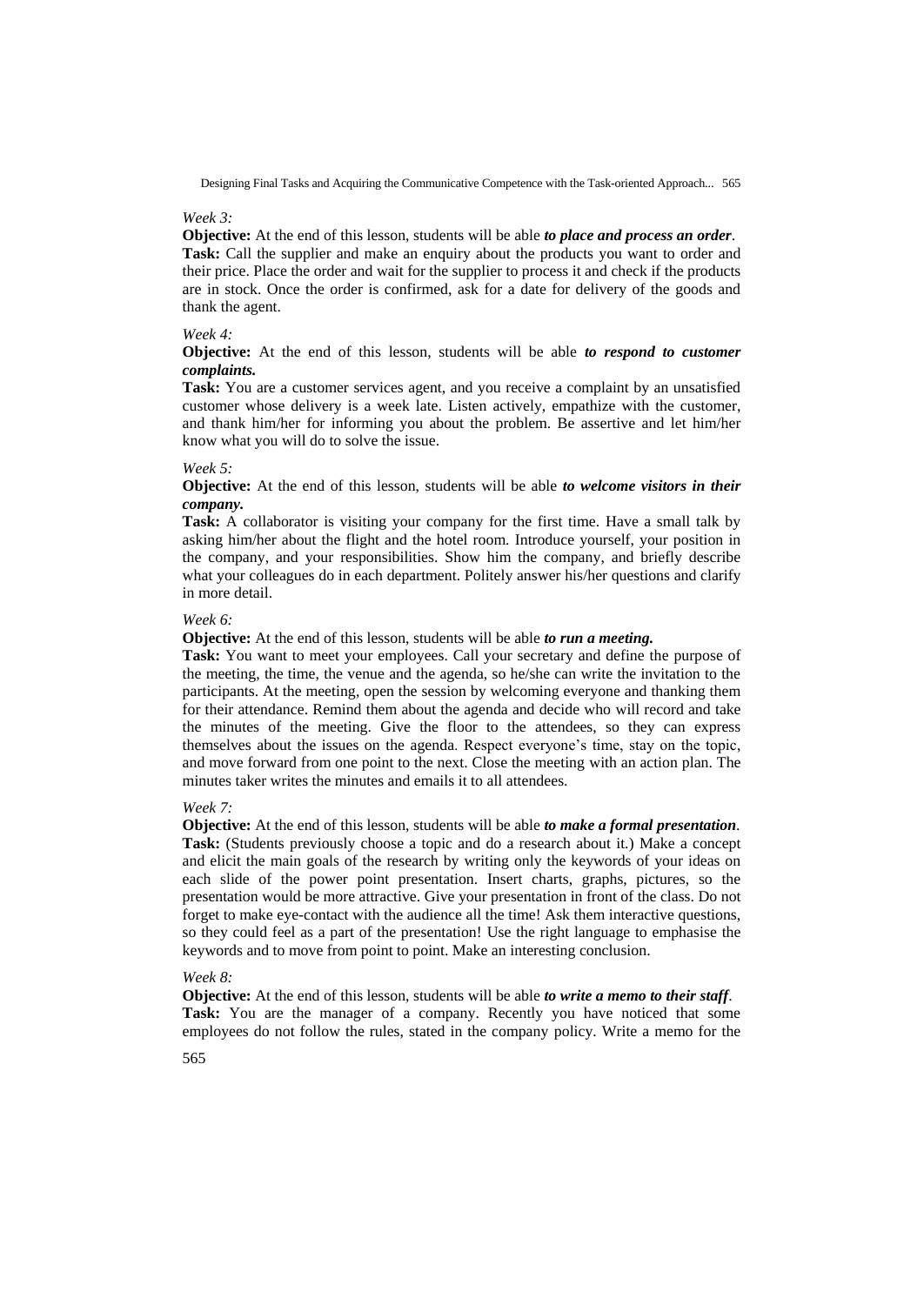*Week 3:*

**Objective:** At the end of this lesson, students will be able ***to place and process an order***.

**Task:** Call the supplier and make an enquiry about the products you want to order and their price. Place the order and wait for the supplier to process it and check if the products are in stock. Once the order is confirmed, ask for a date for delivery of the goods and thank the agent.

*Week 4:*

**Objective:** At the end of this lesson, students will be able ***to respond to customer complaints.***

**Task:** You are a customer services agent, and you receive a complaint by an unsatisfied customer whose delivery is a week late. Listen actively, empathize with the customer, and thank him/her for informing you about the problem. Be assertive and let him/her know what you will do to solve the issue.

*Week 5:*

**Objective:** At the end of this lesson, students will be able ***to welcome visitors in their company.***

**Task:** A collaborator is visiting your company for the first time. Have a small talk by asking him/her about the flight and the hotel room. Introduce yourself, your position in the company, and your responsibilities. Show him the company, and briefly describe what your colleagues do in each department. Politely answer his/her questions and clarify in more detail.

*Week 6:*

**Objective:** At the end of this lesson, students will be able ***to run a meeting.***

**Task:** You want to meet your employees. Call your secretary and define the purpose of the meeting, the time, the venue and the agenda, so he/she can write the invitation to the participants. At the meeting, open the session by welcoming everyone and thanking them for their attendance. Remind them about the agenda and decide who will record and take the minutes of the meeting. Give the floor to the attendees, so they can express themselves about the issues on the agenda. Respect everyone's time, stay on the topic, and move forward from one point to the next. Close the meeting with an action plan. The minutes taker writes the minutes and emails it to all attendees.

*Week 7:*

**Objective:** At the end of this lesson, students will be able ***to make a formal presentation***.

**Task:** (Students previously choose a topic and do a research about it.) Make a concept and elicit the main goals of the research by writing only the keywords of your ideas on each slide of the power point presentation. Insert charts, graphs, pictures, so the presentation would be more attractive. Give your presentation in front of the class. Do not forget to make eye-contact with the audience all the time! Ask them interactive questions, so they could feel as a part of the presentation! Use the right language to emphasise the keywords and to move from point to point. Make an interesting conclusion.

*Week 8:*

**Objective:** At the end of this lesson, students will be able ***to write a memo to their staff***.

**Task:** You are the manager of a company. Recently you have noticed that some employees do not follow the rules, stated in the company policy. Write a memo for the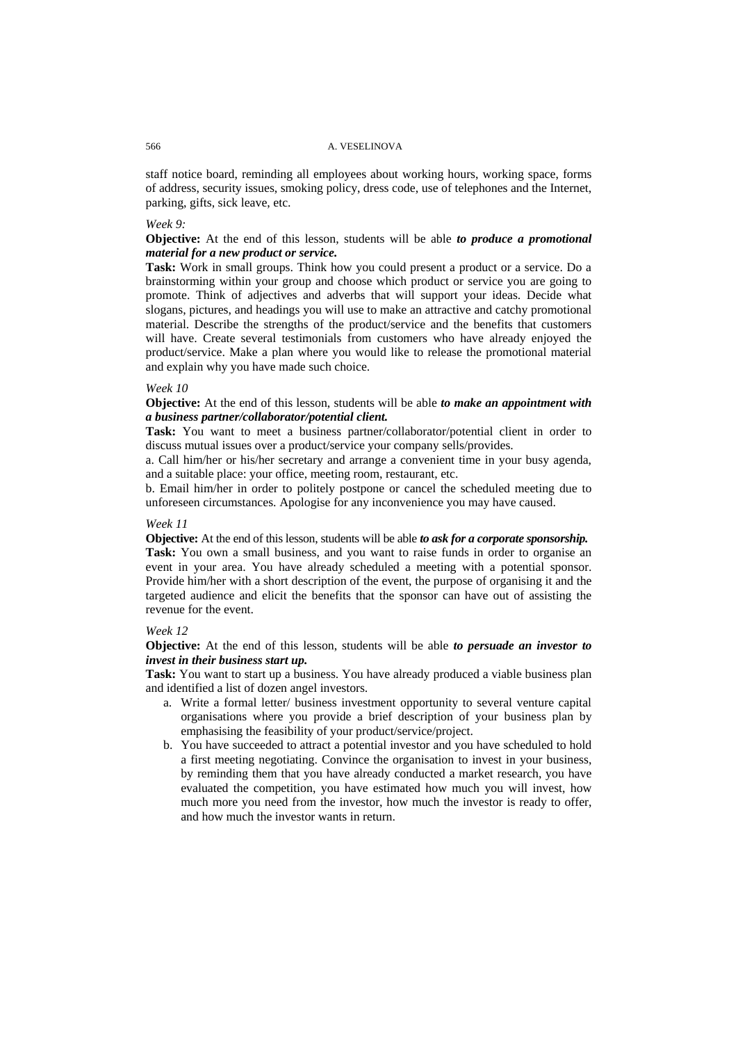staff notice board, reminding all employees about working hours, working space, forms of address, security issues, smoking policy, dress code, use of telephones and the Internet, parking, gifts, sick leave, etc.

*Week 9:*

**Objective:** At the end of this lesson, students will be able ***to produce a promotional material for a new product or service.***

**Task:** Work in small groups. Think how you could present a product or a service. Do a brainstorming within your group and choose which product or service you are going to promote. Think of adjectives and adverbs that will support your ideas. Decide what slogans, pictures, and headings you will use to make an attractive and catchy promotional material. Describe the strengths of the product/service and the benefits that customers will have. Create several testimonials from customers who have already enjoyed the product/service. Make a plan where you would like to release the promotional material and explain why you have made such choice.

*Week 10*

**Objective:** At the end of this lesson, students will be able ***to make an appointment with a business partner/collaborator/potential client.***

**Task:** You want to meet a business partner/collaborator/potential client in order to discuss mutual issues over a product/service your company sells/provides.

a. Call him/her or his/her secretary and arrange a convenient time in your busy agenda, and a suitable place: your office, meeting room, restaurant, etc.

b. Email him/her in order to politely postpone or cancel the scheduled meeting due to unforeseen circumstances. Apologise for any inconvenience you may have caused.

*Week 11*

**Objective:** At the end of this lesson, students will be able ***to ask for a corporate sponsorship.***

**Task:** You own a small business, and you want to raise funds in order to organise an event in your area. You have already scheduled a meeting with a potential sponsor. Provide him/her with a short description of the event, the purpose of organising it and the targeted audience and elicit the benefits that the sponsor can have out of assisting the revenue for the event.

*Week 12*

**Objective:** At the end of this lesson, students will be able ***to persuade an investor to invest in their business start up.***

**Task:** You want to start up a business. You have already produced a viable business plan and identified a list of dozen angel investors.

a. Write a formal letter/ business investment opportunity to several venture capital organisations where you provide a brief description of your business plan by emphasising the feasibility of your product/service/project.
b. You have succeeded to attract a potential investor and you have scheduled to hold a first meeting negotiating. Convince the organisation to invest in your business, by reminding them that you have already conducted a market research, you have evaluated the competition, you have estimated how much you will invest, how much more you need from the investor, how much the investor is ready to offer, and how much the investor wants in return.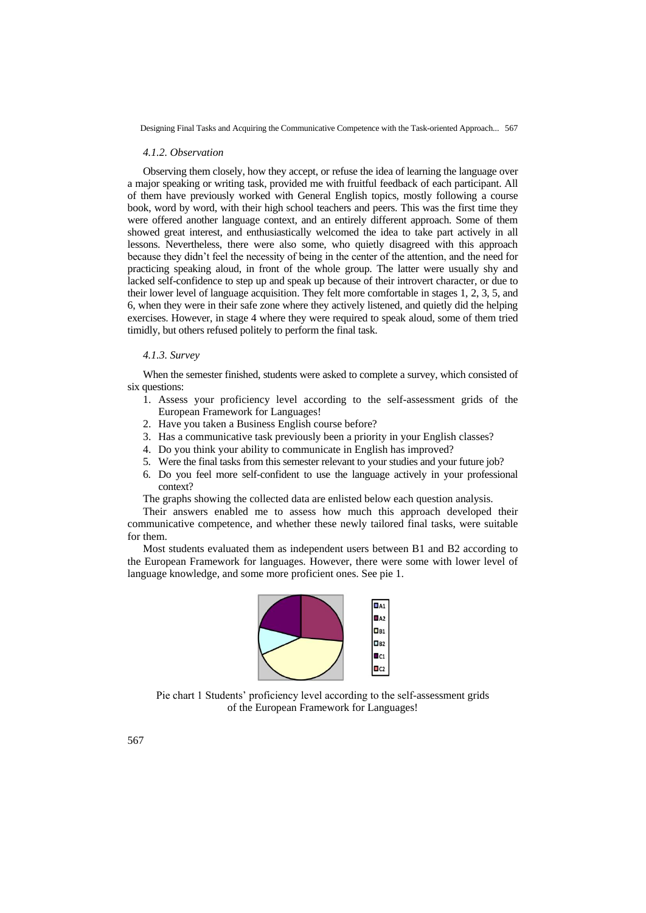#### *4.1.2. Observation*

Observing them closely, how they accept, or refuse the idea of learning the language over a major speaking or writing task, provided me with fruitful feedback of each participant. All of them have previously worked with General English topics, mostly following a course book, word by word, with their high school teachers and peers. This was the first time they were offered another language context, and an entirely different approach. Some of them showed great interest, and enthusiastically welcomed the idea to take part actively in all lessons. Nevertheless, there were also some, who quietly disagreed with this approach because they didn't feel the necessity of being in the center of the attention, and the need for practicing speaking aloud, in front of the whole group. The latter were usually shy and lacked self-confidence to step up and speak up because of their introvert character, or due to their lower level of language acquisition. They felt more comfortable in stages 1, 2, 3, 5, and 6, when they were in their safe zone where they actively listened, and quietly did the helping exercises. However, in stage 4 where they were required to speak aloud, some of them tried timidly, but others refused politely to perform the final task.

#### *4.1.3. Survey*

When the semester finished, students were asked to complete a survey, which consisted of six questions:

1. Assess your proficiency level according to the self-assessment grids of the European Framework for Languages!
2. Have you taken a Business English course before?
3. Has a communicative task previously been a priority in your English classes?
4. Do you think your ability to communicate in English has improved?
5. Were the final tasks from this semester relevant to your studies and your future job?
6. Do you feel more self-confident to use the language actively in your professional context?

The graphs showing the collected data are enlisted below each question analysis.

Their answers enabled me to assess how much this approach developed their communicative competence, and whether these newly tailored final tasks, were suitable for them.

Most students evaluated them as independent users between B1 and B2 according to the European Framework for languages. However, there were some with lower level of language knowledge, and some more proficient ones. See pie 1.

Pie chart 1 Students' proficiency level according to the self-assessment grids of the European Framework for Languages!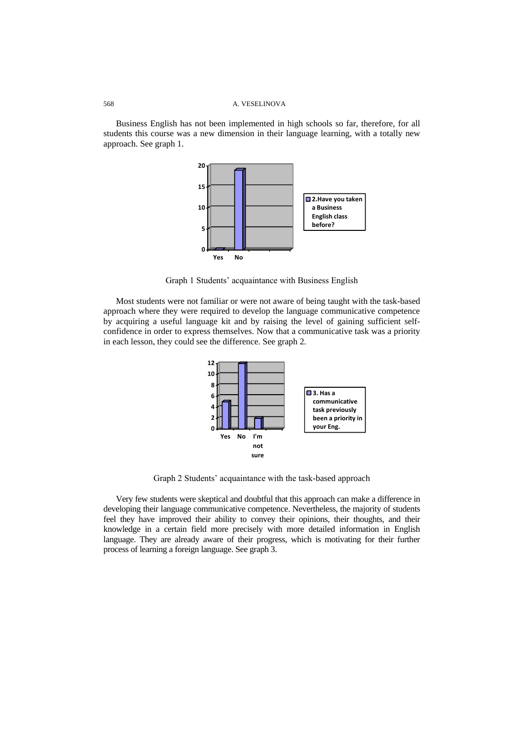Business English has not been implemented in high schools so far, therefore, for all students this course was a new dimension in their language learning, with a totally new approach. See graph 1.

Graph 1 Students' acquaintance with Business English

Most students were not familiar or were not aware of being taught with the task-based approach where they were required to develop the language communicative competence by acquiring a useful language kit and by raising the level of gaining sufficient self-confidence in order to express themselves. Now that a communicative task was a priority in each lesson, they could see the difference. See graph 2.

Graph 2 Students' acquaintance with the task-based approach

Very few students were skeptical and doubtful that this approach can make a difference in developing their language communicative competence. Nevertheless, the majority of students feel they have improved their ability to convey their opinions, their thoughts, and their knowledge in a certain field more precisely with more detailed information in English language. They are already aware of their progress, which is motivating for their further process of learning a foreign language. See graph 3.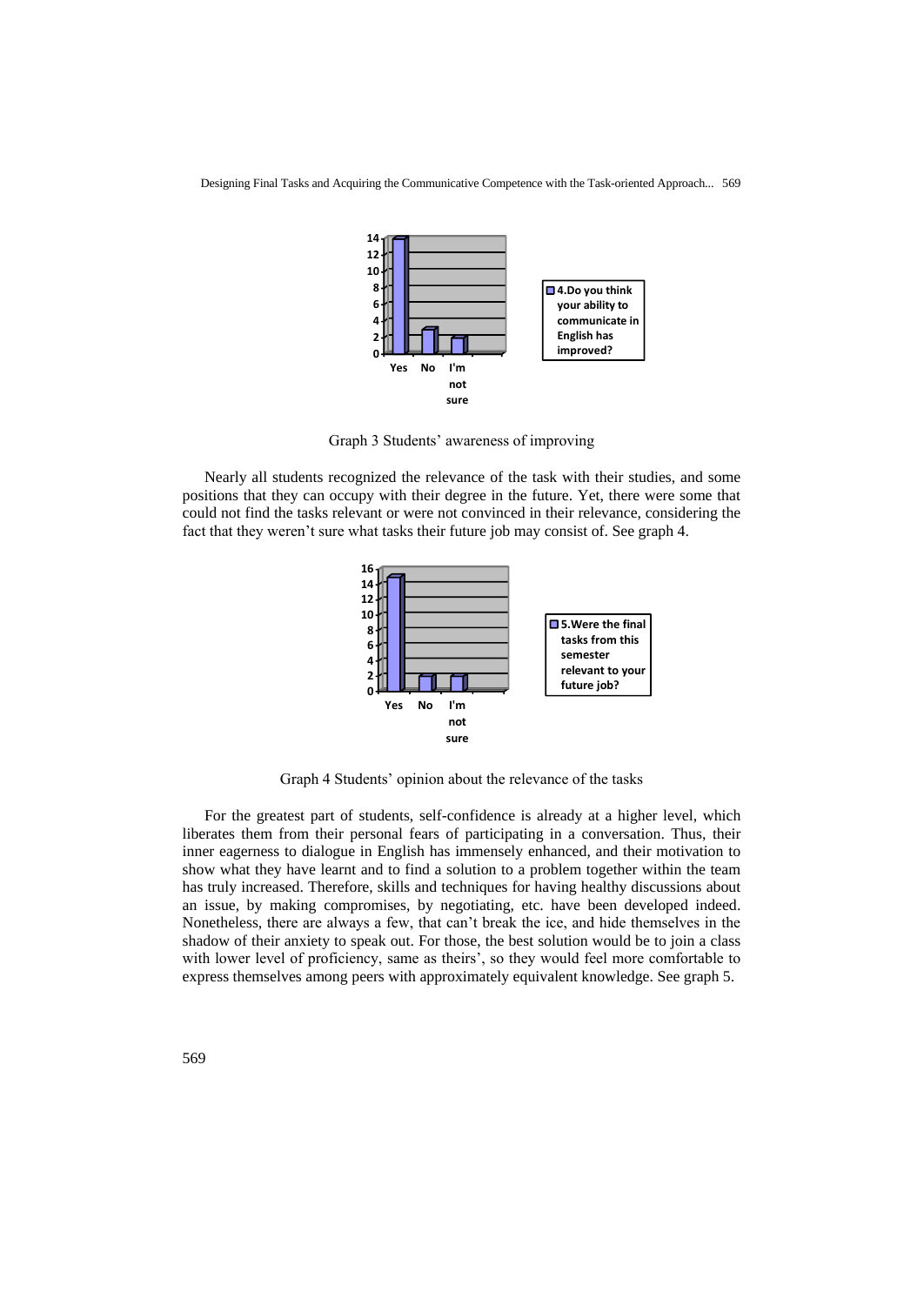Graph 3 Students' awareness of improving

Nearly all students recognized the relevance of the task with their studies, and some positions that they can occupy with their degree in the future. Yet, there were some that could not find the tasks relevant or were not convinced in their relevance, considering the fact that they weren't sure what tasks their future job may consist of. See graph 4.

Graph 4 Students' opinion about the relevance of the tasks

For the greatest part of students, self-confidence is already at a higher level, which liberates them from their personal fears of participating in a conversation. Thus, their inner eagerness to dialogue in English has immensely enhanced, and their motivation to show what they have learnt and to find a solution to a problem together within the team has truly increased. Therefore, skills and techniques for having healthy discussions about an issue, by making compromises, by negotiating, etc. have been developed indeed. Nonetheless, there are always a few, that can't break the ice, and hide themselves in the shadow of their anxiety to speak out. For those, the best solution would be to join a class with lower level of proficiency, same as theirs', so they would feel more comfortable to express themselves among peers with approximately equivalent knowledge. See graph 5.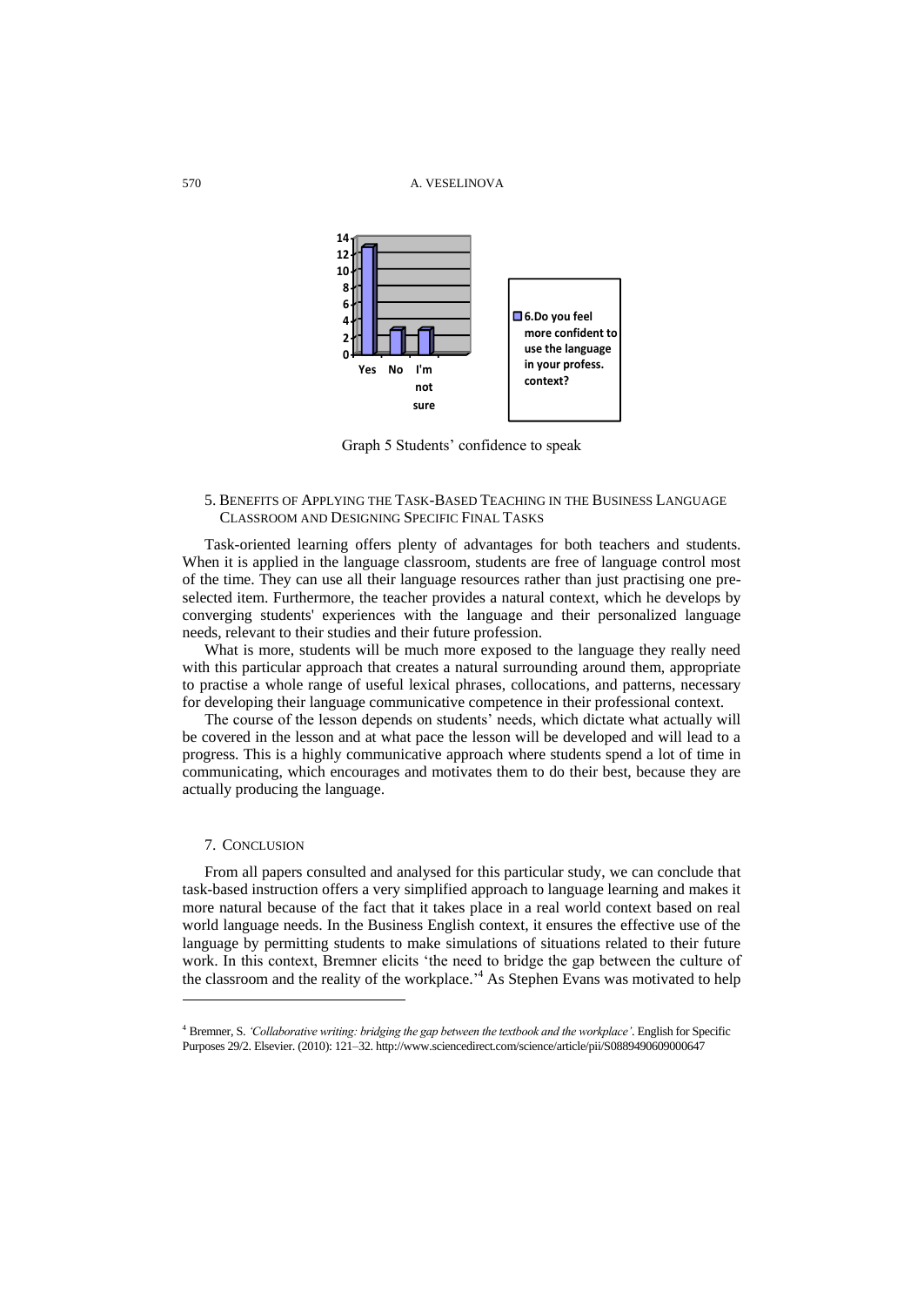Graph 5 Students' confidence to speak

## 5. Benefits of Applying the Task-Based Teaching in the Business Language Classroom and Designing Specific Final Tasks

Task-oriented learning offers plenty of advantages for both teachers and students. When it is applied in the language classroom, students are free of language control most of the time. They can use all their language resources rather than just practising one pre-selected item. Furthermore, the teacher provides a natural context, which he develops by converging students' experiences with the language and their personalized language needs, relevant to their studies and their future profession.

What is more, students will be much more exposed to the language they really need with this particular approach that creates a natural surrounding around them, appropriate to practise a whole range of useful lexical phrases, collocations, and patterns, necessary for developing their language communicative competence in their professional context.

The course of the lesson depends on students' needs, which dictate what actually will be covered in the lesson and at what pace the lesson will be developed and will lead to a progress. This is a highly communicative approach where students spend a lot of time in communicating, which encourages and motivates them to do their best, because they are actually producing the language.

## 7. Conclusion

From all papers consulted and analysed for this particular study, we can conclude that task-based instruction offers a very simplified approach to language learning and makes it more natural because of the fact that it takes place in a real world context based on real world language needs. In the Business English context, it ensures the effective use of the language by permitting students to make simulations of situations related to their future work. In this context, Bremner elicits 'the need to bridge the gap between the culture of the classroom and the reality of the workplace.'[4] As Stephen Evans was motivated to help

[4] Bremner, S. *'Collaborative writing: bridging the gap between the textbook and the workplace'*. English for Specific Purposes 29/2. Elsevier. (2010): 121–32. http://www.sciencedirect.com/science/article/pii/S0889490609000647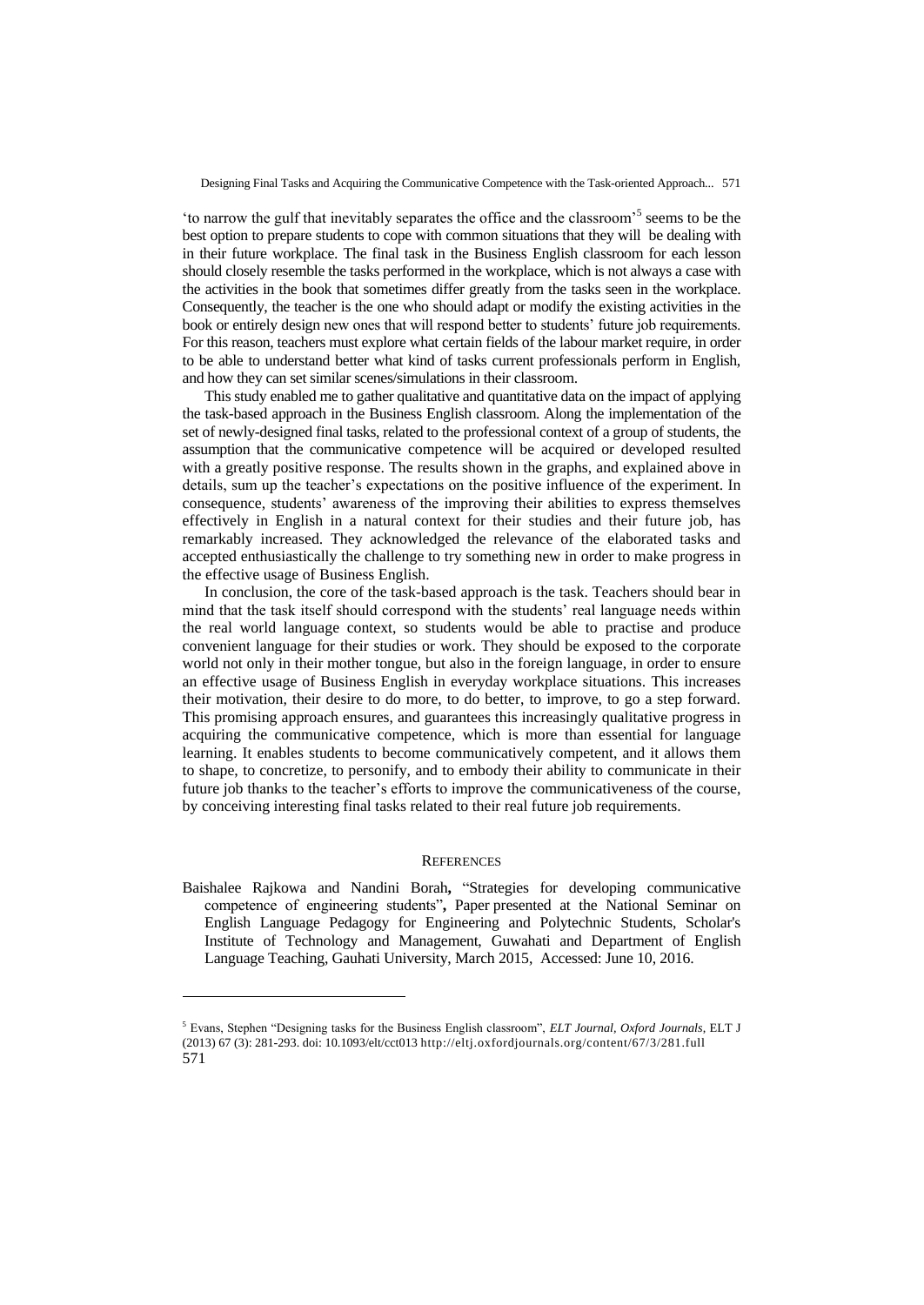'to narrow the gulf that inevitably separates the office and the classroom'[5] seems to be the best option to prepare students to cope with common situations that they will be dealing with in their future workplace. The final task in the Business English classroom for each lesson should closely resemble the tasks performed in the workplace, which is not always a case with the activities in the book that sometimes differ greatly from the tasks seen in the workplace. Consequently, the teacher is the one who should adapt or modify the existing activities in the book or entirely design new ones that will respond better to students' future job requirements. For this reason, teachers must explore what certain fields of the labour market require, in order to be able to understand better what kind of tasks current professionals perform in English, and how they can set similar scenes/simulations in their classroom.

This study enabled me to gather qualitative and quantitative data on the impact of applying the task-based approach in the Business English classroom. Along the implementation of the set of newly-designed final tasks, related to the professional context of a group of students, the assumption that the communicative competence will be acquired or developed resulted with a greatly positive response. The results shown in the graphs, and explained above in details, sum up the teacher's expectations on the positive influence of the experiment. In consequence, students' awareness of the improving their abilities to express themselves effectively in English in a natural context for their studies and their future job, has remarkably increased. They acknowledged the relevance of the elaborated tasks and accepted enthusiastically the challenge to try something new in order to make progress in the effective usage of Business English.

In conclusion, the core of the task-based approach is the task. Teachers should bear in mind that the task itself should correspond with the students' real language needs within the real world language context, so students would be able to practise and produce convenient language for their studies or work. They should be exposed to the corporate world not only in their mother tongue, but also in the foreign language, in order to ensure an effective usage of Business English in everyday workplace situations. This increases their motivation, their desire to do more, to do better, to improve, to go a step forward. This promising approach ensures, and guarantees this increasingly qualitative progress in acquiring the communicative competence, which is more than essential for language learning. It enables students to become communicatively competent, and it allows them to shape, to concretize, to personify, and to embody their ability to communicate in their future job thanks to the teacher's efforts to improve the communicativeness of the course, by conceiving interesting final tasks related to their real future job requirements.

## REFERENCES

Baishalee Rajkowa and Nandini Borah**,** "Strategies for developing communicative competence of engineering students"**,** Paper presented at the National Seminar on English Language Pedagogy for Engineering and Polytechnic Students, Scholar's Institute of Technology and Management, Guwahati and Department of English Language Teaching, Gauhati University, March 2015, Accessed: June 10, 2016.

---

[5] Evans, Stephen "Designing tasks for the Business English classroom", *ELT Journal, Oxford Journals,* ELT J (2013) 67 (3): 281-293. doi: 10.1093/elt/cct013 http://eltj.oxfordjournals.org/content/67/3/281.full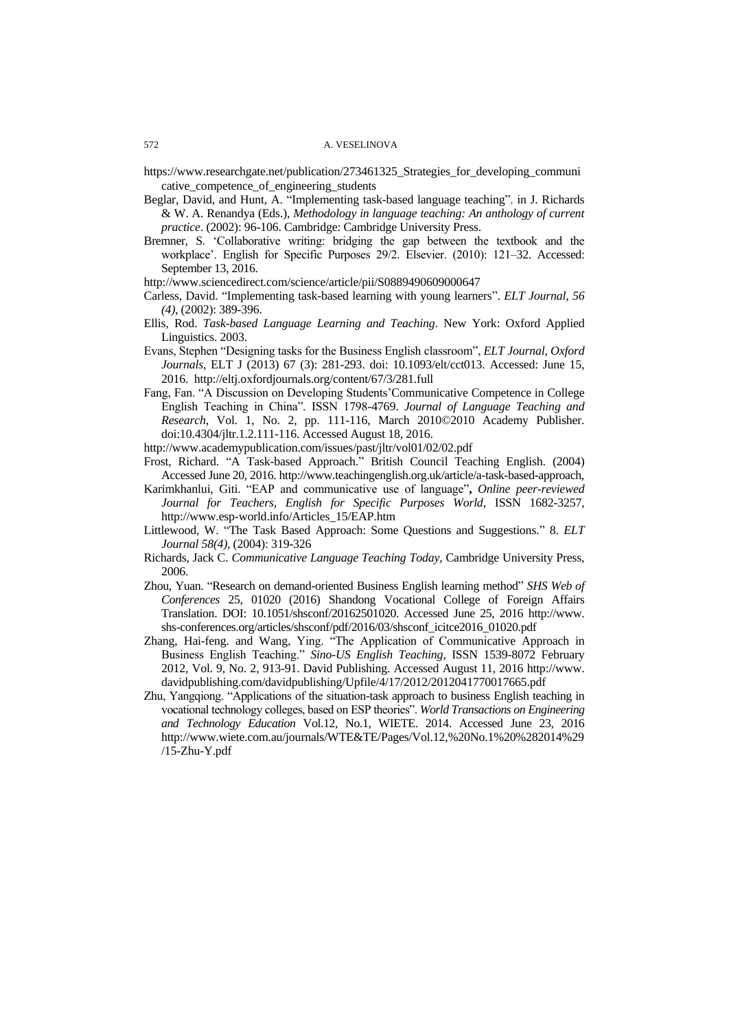https://www.researchgate.net/publication/273461325_Strategies_for_developing_communicative_competence_of_engineering_students

Beglar, David, and Hunt, A. "Implementing task-based language teaching". in J. Richards & W. A. Renandya (Eds.), *Methodology in language teaching: An anthology of current practice*. (2002): 96-106. Cambridge: Cambridge University Press.

Bremner, S. 'Collaborative writing: bridging the gap between the textbook and the workplace'. English for Specific Purposes 29/2. Elsevier. (2010): 121–32. Accessed: September 13, 2016.

http://www.sciencedirect.com/science/article/pii/S0889490609000647

Carless, David. "Implementing task-based learning with young learners". *ELT Journal, 56 (4)*, (2002): 389-396.

Ellis, Rod. *Task-based Language Learning and Teaching*. New York: Oxford Applied Linguistics. 2003.

Evans, Stephen "Designing tasks for the Business English classroom", *ELT Journal, Oxford Journals*, ELT J (2013) 67 (3): 281-293. doi: 10.1093/elt/cct013. Accessed: June 15, 2016. http://eltj.oxfordjournals.org/content/67/3/281.full

Fang, Fan. "A Discussion on Developing Students'Communicative Competence in College English Teaching in China". ISSN 1798-4769. *Journal of Language Teaching and Research*, Vol. 1, No. 2, pp. 111-116, March 2010©2010 Academy Publisher. doi:10.4304/jltr.1.2.111-116. Accessed August 18, 2016.

http://www.academypublication.com/issues/past/jltr/vol01/02/02.pdf

Frost, Richard. "A Task-based Approach." British Council Teaching English. (2004) Accessed June 20, 2016. http://www.teachingenglish.org.uk/article/a-task-based-approach,

Karimkhanlui, Giti. "EAP and communicative use of language"**,** *Online peer-reviewed Journal for Teachers, English for Specific Purposes World*, ISSN 1682-3257, http://www.esp-world.info/Articles_15/EAP.htm

Littlewood, W. "The Task Based Approach: Some Questions and Suggestions." 8. *ELT Journal 58(4)*, (2004): 319-326

Richards, Jack C. *Communicative Language Teaching Today*, Cambridge University Press, 2006.

Zhou, Yuan. "Research on demand-oriented Business English learning method" *SHS Web of Conferences* 25, 01020 (2016) Shandong Vocational College of Foreign Affairs Translation. DOI: 10.1051/shsconf/20162501020. Accessed June 25, 2016 http://www.shs-conferences.org/articles/shsconf/pdf/2016/03/shsconf_icitce2016_01020.pdf

Zhang, Hai-feng. and Wang, Ying. "The Application of Communicative Approach in Business English Teaching." *Sino-US English Teaching*, ISSN 1539-8072 February 2012, Vol. 9, No. 2, 913-91. David Publishing. Accessed August 11, 2016 http://www.davidpublishing.com/davidpublishing/Upfile/4/17/2012/2012041770017665.pdf

Zhu, Yangqiong. "Applications of the situation-task approach to business English teaching in vocational technology colleges, based on ESP theories". *World Transactions on Engineering and Technology Education* Vol.12, No.1, WIETE. 2014. Accessed June 23, 2016 http://www.wiete.com.au/journals/WTE&TE/Pages/Vol.12,%20No.1%20%282014%29/15-Zhu-Y.pdf